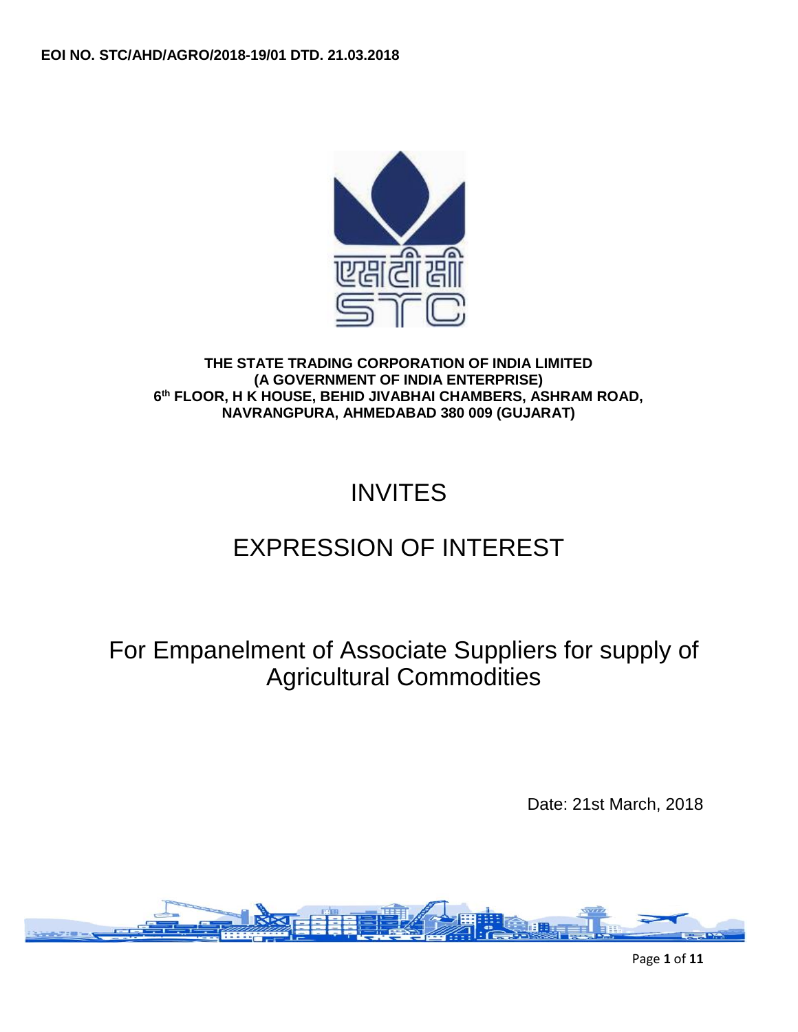**EOI NO. STC/AHD/AGRO/2018-19/01 DTD. 21.03.2018**

**THE STATE TRADING CORPORATION OF INDIA LIMITED**
**(A GOVERNMENT OF INDIA ENTERPRISE)**
**6th FLOOR, H K HOUSE, BEHID JIVABHAI CHAMBERS, ASHRAM ROAD, NAVRANGPURA, AHMEDABAD 380 009 (GUJARAT)**

# INVITES

# EXPRESSION OF INTEREST

## For Empanelment of Associate Suppliers for supply of Agricultural Commodities

Date: 21st March, 2018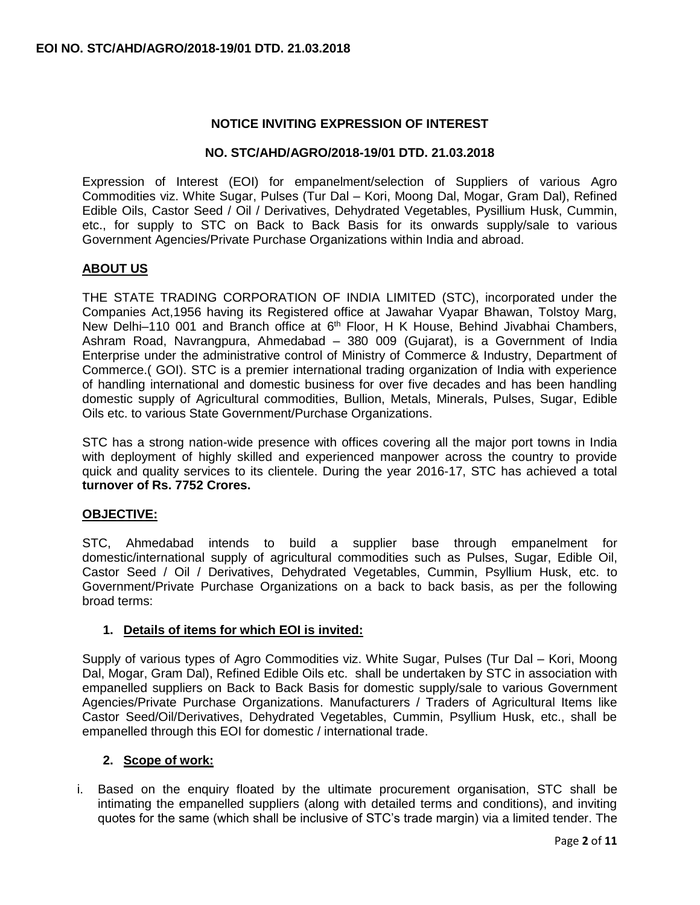**EOI NO. STC/AHD/AGRO/2018-19/01 DTD. 21.03.2018**

## NOTICE INVITING EXPRESSION OF INTEREST

### NO. STC/AHD/AGRO/2018-19/01 DTD. 21.03.2018

Expression of Interest (EOI) for empanelment/selection of Suppliers of various Agro Commodities viz. White Sugar, Pulses (Tur Dal – Kori, Moong Dal, Mogar, Gram Dal), Refined Edible Oils, Castor Seed / Oil / Derivatives, Dehydrated Vegetables, Pysillium Husk, Cummin, etc., for supply to STC on Back to Back Basis for its onwards supply/sale to various Government Agencies/Private Purchase Organizations within India and abroad.

### ABOUT US

THE STATE TRADING CORPORATION OF INDIA LIMITED (STC), incorporated under the Companies Act,1956 having its Registered office at Jawahar Vyapar Bhawan, Tolstoy Marg, New Delhi–110 001 and Branch office at 6th Floor, H K House, Behind Jivabhai Chambers, Ashram Road, Navrangpura, Ahmedabad – 380 009 (Gujarat), is a Government of India Enterprise under the administrative control of Ministry of Commerce & Industry, Department of Commerce.( GOI). STC is a premier international trading organization of India with experience of handling international and domestic business for over five decades and has been handling domestic supply of Agricultural commodities, Bullion, Metals, Minerals, Pulses, Sugar, Edible Oils etc. to various State Government/Purchase Organizations.

STC has a strong nation-wide presence with offices covering all the major port towns in India with deployment of highly skilled and experienced manpower across the country to provide quick and quality services to its clientele. During the year 2016-17, STC has achieved a total **turnover of Rs. 7752 Crores.**

### OBJECTIVE:

STC, Ahmedabad intends to build a supplier base through empanelment for domestic/international supply of agricultural commodities such as Pulses, Sugar, Edible Oil, Castor Seed / Oil / Derivatives, Dehydrated Vegetables, Cummin, Psyllium Husk, etc. to Government/Private Purchase Organizations on a back to back basis, as per the following broad terms:

#### 1. Details of items for which EOI is invited:

Supply of various types of Agro Commodities viz. White Sugar, Pulses (Tur Dal – Kori, Moong Dal, Mogar, Gram Dal), Refined Edible Oils etc. shall be undertaken by STC in association with empanelled suppliers on Back to Back Basis for domestic supply/sale to various Government Agencies/Private Purchase Organizations. Manufacturers / Traders of Agricultural Items like Castor Seed/Oil/Derivatives, Dehydrated Vegetables, Cummin, Psyllium Husk, etc., shall be empanelled through this EOI for domestic / international trade.

#### 2. Scope of work:

i. Based on the enquiry floated by the ultimate procurement organisation, STC shall be intimating the empanelled suppliers (along with detailed terms and conditions), and inviting quotes for the same (which shall be inclusive of STC's trade margin) via a limited tender. The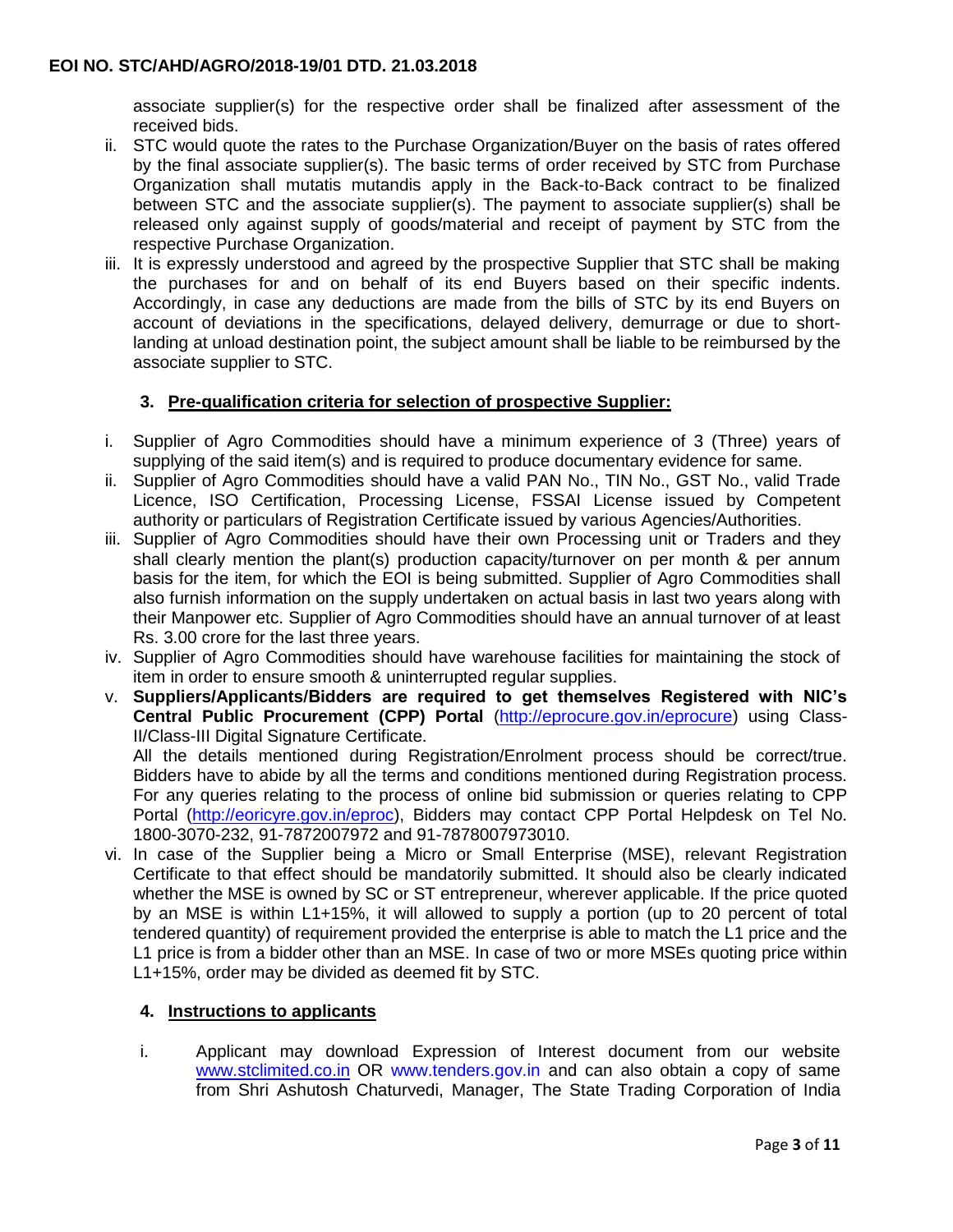associate supplier(s) for the respective order shall be finalized after assessment of the received bids.

ii. STC would quote the rates to the Purchase Organization/Buyer on the basis of rates offered by the final associate supplier(s). The basic terms of order received by STC from Purchase Organization shall mutatis mutandis apply in the Back-to-Back contract to be finalized between STC and the associate supplier(s). The payment to associate supplier(s) shall be released only against supply of goods/material and receipt of payment by STC from the respective Purchase Organization.

iii. It is expressly understood and agreed by the prospective Supplier that STC shall be making the purchases for and on behalf of its end Buyers based on their specific indents. Accordingly, in case any deductions are made from the bills of STC by its end Buyers on account of deviations in the specifications, delayed delivery, demurrage or due to short-landing at unload destination point, the subject amount shall be liable to be reimbursed by the associate supplier to STC.

### 3. Pre-qualification criteria for selection of prospective Supplier:

i. Supplier of Agro Commodities should have a minimum experience of 3 (Three) years of supplying of the said item(s) and is required to produce documentary evidence for same.

ii. Supplier of Agro Commodities should have a valid PAN No., TIN No., GST No., valid Trade Licence, ISO Certification, Processing License, FSSAI License issued by Competent authority or particulars of Registration Certificate issued by various Agencies/Authorities.

iii. Supplier of Agro Commodities should have their own Processing unit or Traders and they shall clearly mention the plant(s) production capacity/turnover on per month & per annum basis for the item, for which the EOI is being submitted. Supplier of Agro Commodities shall also furnish information on the supply undertaken on actual basis in last two years along with their Manpower etc. Supplier of Agro Commodities should have an annual turnover of at least Rs. 3.00 crore for the last three years.

iv. Supplier of Agro Commodities should have warehouse facilities for maintaining the stock of item in order to ensure smooth & uninterrupted regular supplies.

v. **Suppliers/Applicants/Bidders are required to get themselves Registered with NIC's Central Public Procurement (CPP) Portal** (http://eprocure.gov.in/eprocure) using Class-II/Class-III Digital Signature Certificate.
All the details mentioned during Registration/Enrolment process should be correct/true. Bidders have to abide by all the terms and conditions mentioned during Registration process. For any queries relating to the process of online bid submission or queries relating to CPP Portal (http://eoricyre.gov.in/eproc), Bidders may contact CPP Portal Helpdesk on Tel No. 1800-3070-232, 91-7872007972 and 91-7878007973010.

vi. In case of the Supplier being a Micro or Small Enterprise (MSE), relevant Registration Certificate to that effect should be mandatorily submitted. It should also be clearly indicated whether the MSE is owned by SC or ST entrepreneur, wherever applicable. If the price quoted by an MSE is within L1+15%, it will allowed to supply a portion (up to 20 percent of total tendered quantity) of requirement provided the enterprise is able to match the L1 price and the L1 price is from a bidder other than an MSE. In case of two or more MSEs quoting price within L1+15%, order may be divided as deemed fit by STC.

### 4. Instructions to applicants

i. Applicant may download Expression of Interest document from our website www.stclimited.co.in OR www.tenders.gov.in and can also obtain a copy of same from Shri Ashutosh Chaturvedi, Manager, The State Trading Corporation of India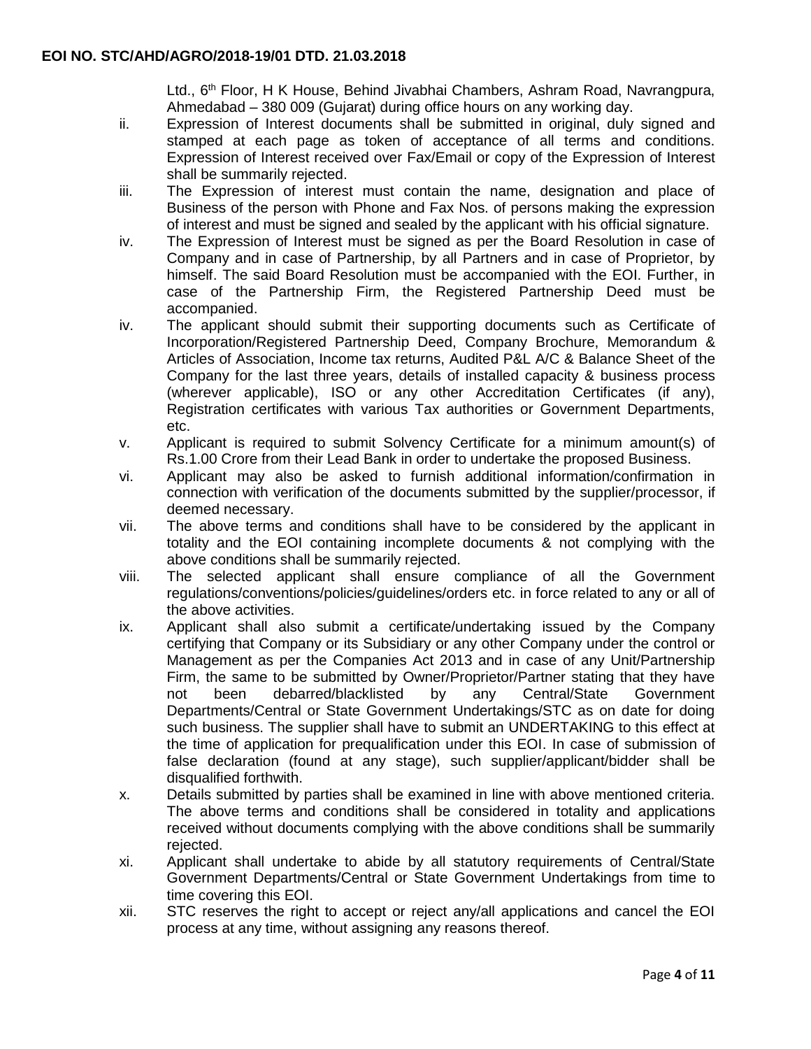Ltd., 6th Floor, H K House, Behind Jivabhai Chambers, Ashram Road, Navrangpura, Ahmedabad – 380 009 (Gujarat) during office hours on any working day.

ii. Expression of Interest documents shall be submitted in original, duly signed and stamped at each page as token of acceptance of all terms and conditions. Expression of Interest received over Fax/Email or copy of the Expression of Interest shall be summarily rejected.

iii. The Expression of interest must contain the name, designation and place of Business of the person with Phone and Fax Nos. of persons making the expression of interest and must be signed and sealed by the applicant with his official signature.

iv. The Expression of Interest must be signed as per the Board Resolution in case of Company and in case of Partnership, by all Partners and in case of Proprietor, by himself. The said Board Resolution must be accompanied with the EOI. Further, in case of the Partnership Firm, the Registered Partnership Deed must be accompanied.

iv. The applicant should submit their supporting documents such as Certificate of Incorporation/Registered Partnership Deed, Company Brochure, Memorandum & Articles of Association, Income tax returns, Audited P&L A/C & Balance Sheet of the Company for the last three years, details of installed capacity & business process (wherever applicable), ISO or any other Accreditation Certificates (if any), Registration certificates with various Tax authorities or Government Departments, etc.

v. Applicant is required to submit Solvency Certificate for a minimum amount(s) of Rs.1.00 Crore from their Lead Bank in order to undertake the proposed Business.

vi. Applicant may also be asked to furnish additional information/confirmation in connection with verification of the documents submitted by the supplier/processor, if deemed necessary.

vii. The above terms and conditions shall have to be considered by the applicant in totality and the EOI containing incomplete documents & not complying with the above conditions shall be summarily rejected.

viii. The selected applicant shall ensure compliance of all the Government regulations/conventions/policies/guidelines/orders etc. in force related to any or all of the above activities.

ix. Applicant shall also submit a certificate/undertaking issued by the Company certifying that Company or its Subsidiary or any other Company under the control or Management as per the Companies Act 2013 and in case of any Unit/Partnership Firm, the same to be submitted by Owner/Proprietor/Partner stating that they have not been debarred/blacklisted by any Central/State Government Departments/Central or State Government Undertakings/STC as on date for doing such business. The supplier shall have to submit an UNDERTAKING to this effect at the time of application for prequalification under this EOI. In case of submission of false declaration (found at any stage), such supplier/applicant/bidder shall be disqualified forthwith.

x. Details submitted by parties shall be examined in line with above mentioned criteria. The above terms and conditions shall be considered in totality and applications received without documents complying with the above conditions shall be summarily rejected.

xi. Applicant shall undertake to abide by all statutory requirements of Central/State Government Departments/Central or State Government Undertakings from time to time covering this EOI.

xii. STC reserves the right to accept or reject any/all applications and cancel the EOI process at any time, without assigning any reasons thereof.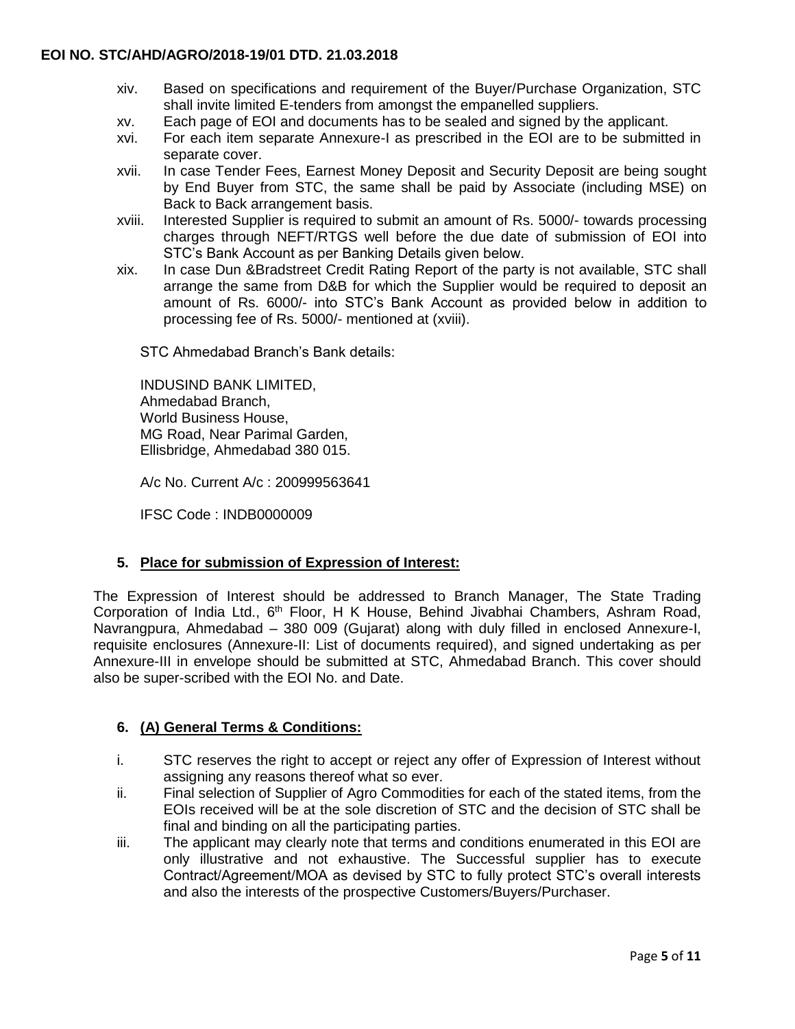xiv. Based on specifications and requirement of the Buyer/Purchase Organization, STC shall invite limited E-tenders from amongst the empanelled suppliers.

xv. Each page of EOI and documents has to be sealed and signed by the applicant.

xvi. For each item separate Annexure-I as prescribed in the EOI are to be submitted in separate cover.

xvii. In case Tender Fees, Earnest Money Deposit and Security Deposit are being sought by End Buyer from STC, the same shall be paid by Associate (including MSE) on Back to Back arrangement basis.

xviii. Interested Supplier is required to submit an amount of Rs. 5000/- towards processing charges through NEFT/RTGS well before the due date of submission of EOI into STC's Bank Account as per Banking Details given below.

xix. In case Dun &Bradstreet Credit Rating Report of the party is not available, STC shall arrange the same from D&B for which the Supplier would be required to deposit an amount of Rs. 6000/- into STC's Bank Account as provided below in addition to processing fee of Rs. 5000/- mentioned at (xviii).

STC Ahmedabad Branch's Bank details:

INDUSIND BANK LIMITED,
Ahmedabad Branch,
World Business House,
MG Road, Near Parimal Garden,
Ellisbridge, Ahmedabad 380 015.

A/c No. Current A/c : 200999563641

IFSC Code : INDB0000009

## 5. Place for submission of Expression of Interest:

The Expression of Interest should be addressed to Branch Manager, The State Trading Corporation of India Ltd., 6th Floor, H K House, Behind Jivabhai Chambers, Ashram Road, Navrangpura, Ahmedabad – 380 009 (Gujarat) along with duly filled in enclosed Annexure-I, requisite enclosures (Annexure-II: List of documents required), and signed undertaking as per Annexure-III in envelope should be submitted at STC, Ahmedabad Branch. This cover should also be super-scribed with the EOI No. and Date.

## 6. (A) General Terms & Conditions:

i. STC reserves the right to accept or reject any offer of Expression of Interest without assigning any reasons thereof what so ever.

ii. Final selection of Supplier of Agro Commodities for each of the stated items, from the EOIs received will be at the sole discretion of STC and the decision of STC shall be final and binding on all the participating parties.

iii. The applicant may clearly note that terms and conditions enumerated in this EOI are only illustrative and not exhaustive. The Successful supplier has to execute Contract/Agreement/MOA as devised by STC to fully protect STC's overall interests and also the interests of the prospective Customers/Buyers/Purchaser.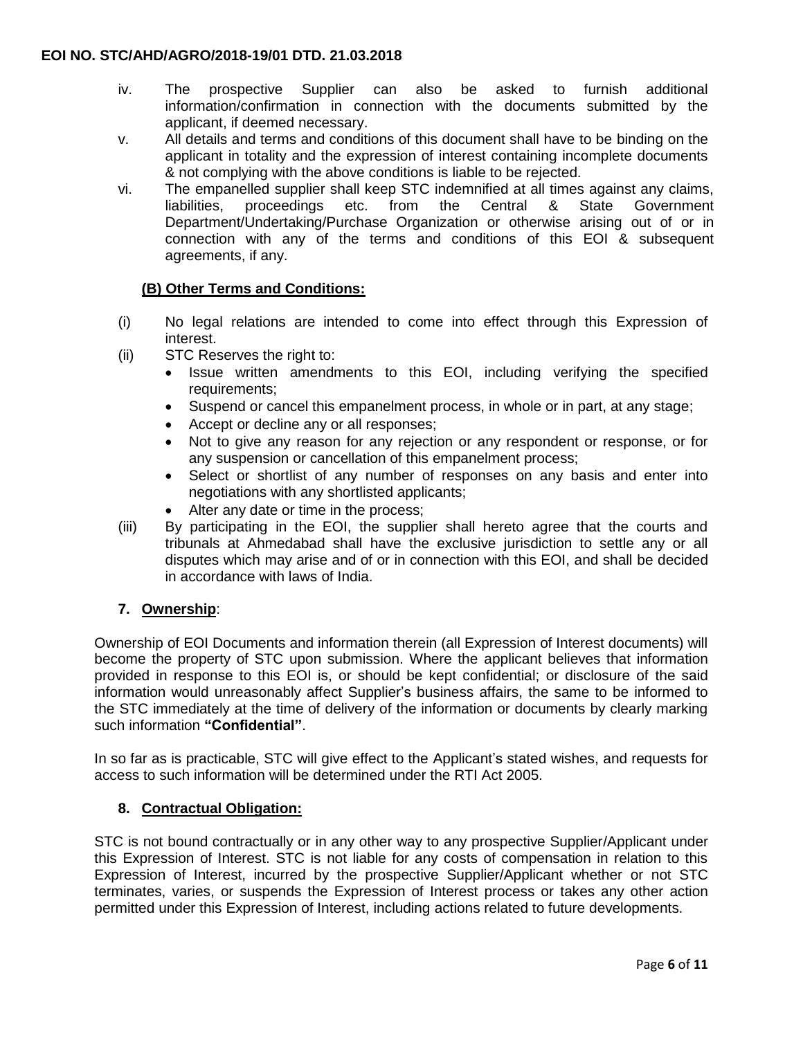iv. The prospective Supplier can also be asked to furnish additional information/confirmation in connection with the documents submitted by the applicant, if deemed necessary.

v. All details and terms and conditions of this document shall have to be binding on the applicant in totality and the expression of interest containing incomplete documents & not complying with the above conditions is liable to be rejected.

vi. The empanelled supplier shall keep STC indemnified at all times against any claims, liabilities, proceedings etc. from the Central & State Government Department/Undertaking/Purchase Organization or otherwise arising out of or in connection with any of the terms and conditions of this EOI & subsequent agreements, if any.

**(B) Other Terms and Conditions:**

(i) No legal relations are intended to come into effect through this Expression of interest.

(ii) STC Reserves the right to:
- Issue written amendments to this EOI, including verifying the specified requirements;
- Suspend or cancel this empanelment process, in whole or in part, at any stage;
- Accept or decline any or all responses;
- Not to give any reason for any rejection or any respondent or response, or for any suspension or cancellation of this empanelment process;
- Select or shortlist of any number of responses on any basis and enter into negotiations with any shortlisted applicants;
- Alter any date or time in the process;

(iii) By participating in the EOI, the supplier shall hereto agree that the courts and tribunals at Ahmedabad shall have the exclusive jurisdiction to settle any or all disputes which may arise and of or in connection with this EOI, and shall be decided in accordance with laws of India.

## 7. Ownership:

Ownership of EOI Documents and information therein (all Expression of Interest documents) will become the property of STC upon submission. Where the applicant believes that information provided in response to this EOI is, or should be kept confidential; or disclosure of the said information would unreasonably affect Supplier's business affairs, the same to be informed to the STC immediately at the time of delivery of the information or documents by clearly marking such information **"Confidential"**.

In so far as is practicable, STC will give effect to the Applicant's stated wishes, and requests for access to such information will be determined under the RTI Act 2005.

## 8. Contractual Obligation:

STC is not bound contractually or in any other way to any prospective Supplier/Applicant under this Expression of Interest. STC is not liable for any costs of compensation in relation to this Expression of Interest, incurred by the prospective Supplier/Applicant whether or not STC terminates, varies, or suspends the Expression of Interest process or takes any other action permitted under this Expression of Interest, including actions related to future developments.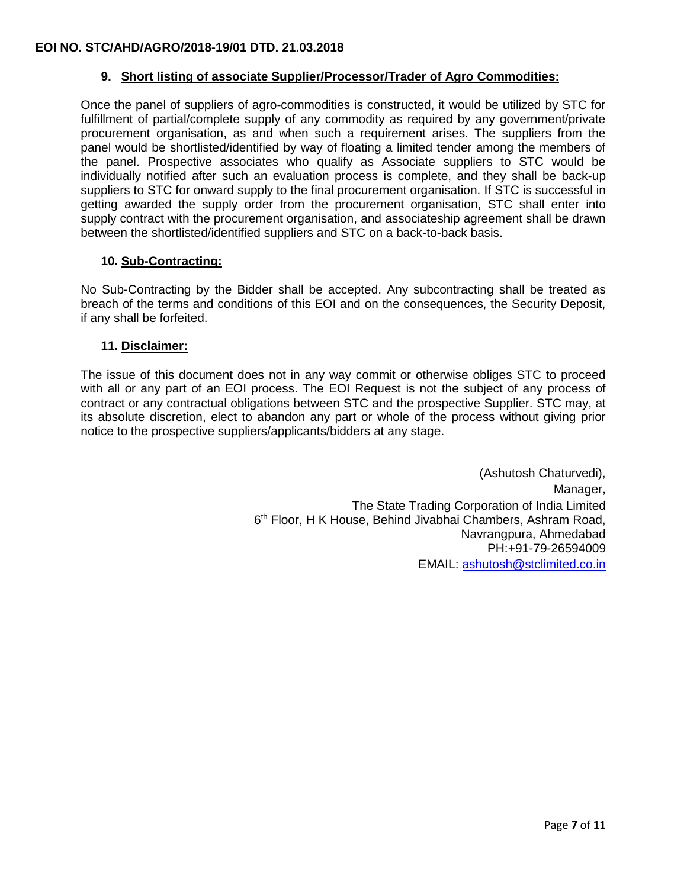### 9. Short listing of associate Supplier/Processor/Trader of Agro Commodities:

Once the panel of suppliers of agro-commodities is constructed, it would be utilized by STC for fulfillment of partial/complete supply of any commodity as required by any government/private procurement organisation, as and when such a requirement arises. The suppliers from the panel would be shortlisted/identified by way of floating a limited tender among the members of the panel. Prospective associates who qualify as Associate suppliers to STC would be individually notified after such an evaluation process is complete, and they shall be back-up suppliers to STC for onward supply to the final procurement organisation. If STC is successful in getting awarded the supply order from the procurement organisation, STC shall enter into supply contract with the procurement organisation, and associateship agreement shall be drawn between the shortlisted/identified suppliers and STC on a back-to-back basis.

### 10. Sub-Contracting:

No Sub-Contracting by the Bidder shall be accepted. Any subcontracting shall be treated as breach of the terms and conditions of this EOI and on the consequences, the Security Deposit, if any shall be forfeited.

### 11. Disclaimer:

The issue of this document does not in any way commit or otherwise obliges STC to proceed with all or any part of an EOI process. The EOI Request is not the subject of any process of contract or any contractual obligations between STC and the prospective Supplier. STC may, at its absolute discretion, elect to abandon any part or whole of the process without giving prior notice to the prospective suppliers/applicants/bidders at any stage.

(Ashutosh Chaturvedi),
Manager,
The State Trading Corporation of India Limited
6th Floor, H K House, Behind Jivabhai Chambers, Ashram Road,
Navrangpura, Ahmedabad
PH:+91-79-26594009
EMAIL: ashutosh@stclimited.co.in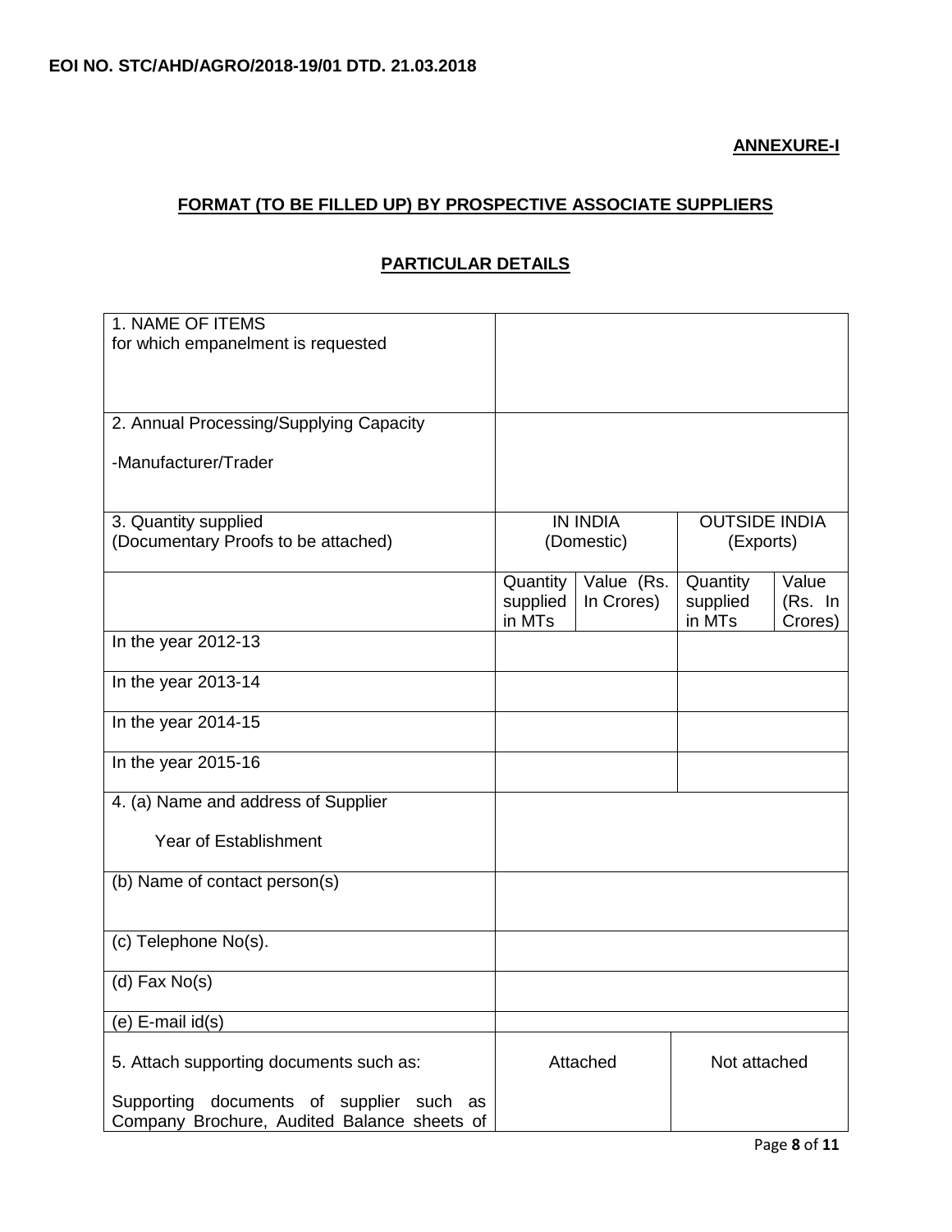**EOI NO. STC/AHD/AGRO/2018-19/01 DTD. 21.03.2018**

**ANNEXURE-I**

## FORMAT (TO BE FILLED UP) BY PROSPECTIVE ASSOCIATE SUPPLIERS

## PARTICULAR DETAILS

| | | | | |
|---|---|---|---|---|
| 1. NAME OF ITEMS<br>for which empanelment is requested | | | | |
| 2. Annual Processing/Supplying Capacity<br><br>-Manufacturer/Trader | | | | |
| 3. Quantity supplied<br>(Documentary Proofs to be attached) | IN INDIA<br>(Domestic) | | OUTSIDE INDIA<br>(Exports) | |
| | Quantity supplied in MTs | Value (Rs. In Crores) | Quantity supplied in MTs | Value (Rs. In Crores) |
| In the year 2012-13 | | | | |
| In the year 2013-14 | | | | |
| In the year 2014-15 | | | | |
| In the year 2015-16 | | | | |
| 4. (a) Name and address of Supplier<br><br>Year of Establishment | | | | |
| (b) Name of contact person(s) | | | | |
| (c) Telephone No(s). | | | | |
| (d) Fax No(s) | | | | |
| (e) E-mail id(s) | | | | |
| 5. Attach supporting documents such as:<br><br>Supporting documents of supplier such as Company Brochure, Audited Balance sheets of | Attached | | Not attached | |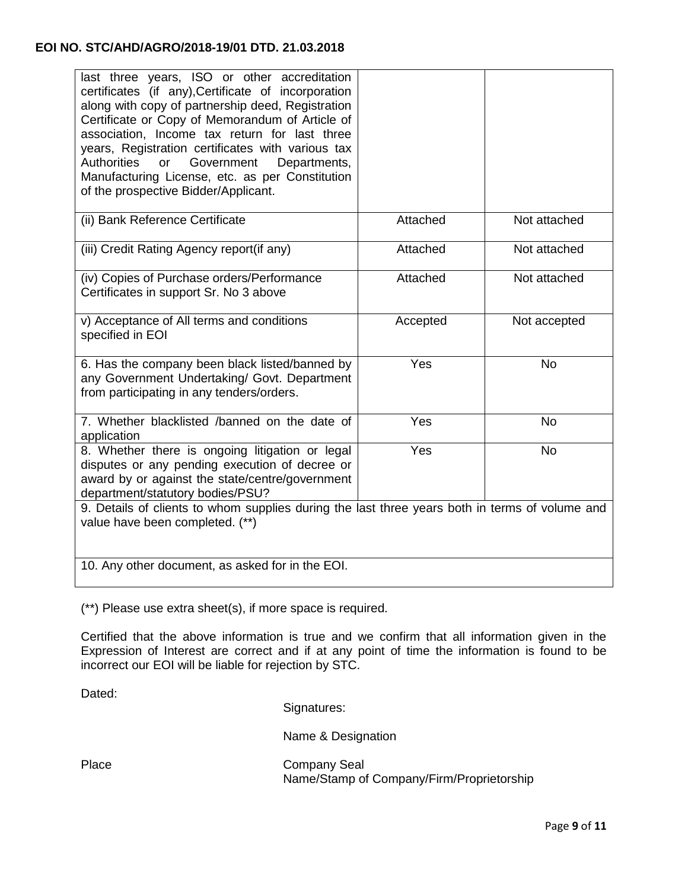| | | |
|---|---|---|
| last three years, ISO or other accreditation certificates (if any),Certificate of incorporation along with copy of partnership deed, Registration Certificate or Copy of Memorandum of Article of association, Income tax return for last three years, Registration certificates with various tax Authorities or Government Departments, Manufacturing License, etc. as per Constitution of the prospective Bidder/Applicant. | | |
| (ii) Bank Reference Certificate | Attached | Not attached |
| (iii) Credit Rating Agency report(if any) | Attached | Not attached |
| (iv) Copies of Purchase orders/Performance Certificates in support Sr. No 3 above | Attached | Not attached |
| v) Acceptance of All terms and conditions specified in EOI | Accepted | Not accepted |
| 6. Has the company been black listed/banned by any Government Undertaking/ Govt. Department from participating in any tenders/orders. | Yes | No |
| 7. Whether blacklisted /banned on the date of application | Yes | No |
| 8. Whether there is ongoing litigation or legal disputes or any pending execution of decree or award by or against the state/centre/government department/statutory bodies/PSU? | Yes | No |
| 9. Details of clients to whom supplies during the last three years both in terms of volume and value have been completed. (**) | | |
| 10. Any other document, as asked for in the EOI. | | |

(**) Please use extra sheet(s), if more space is required.

Certified that the above information is true and we confirm that all information given in the Expression of Interest are correct and if at any point of time the information is found to be incorrect our EOI will be liable for rejection by STC.

Dated:

Signatures:

Name & Designation

Place

Company Seal
Name/Stamp of Company/Firm/Proprietorship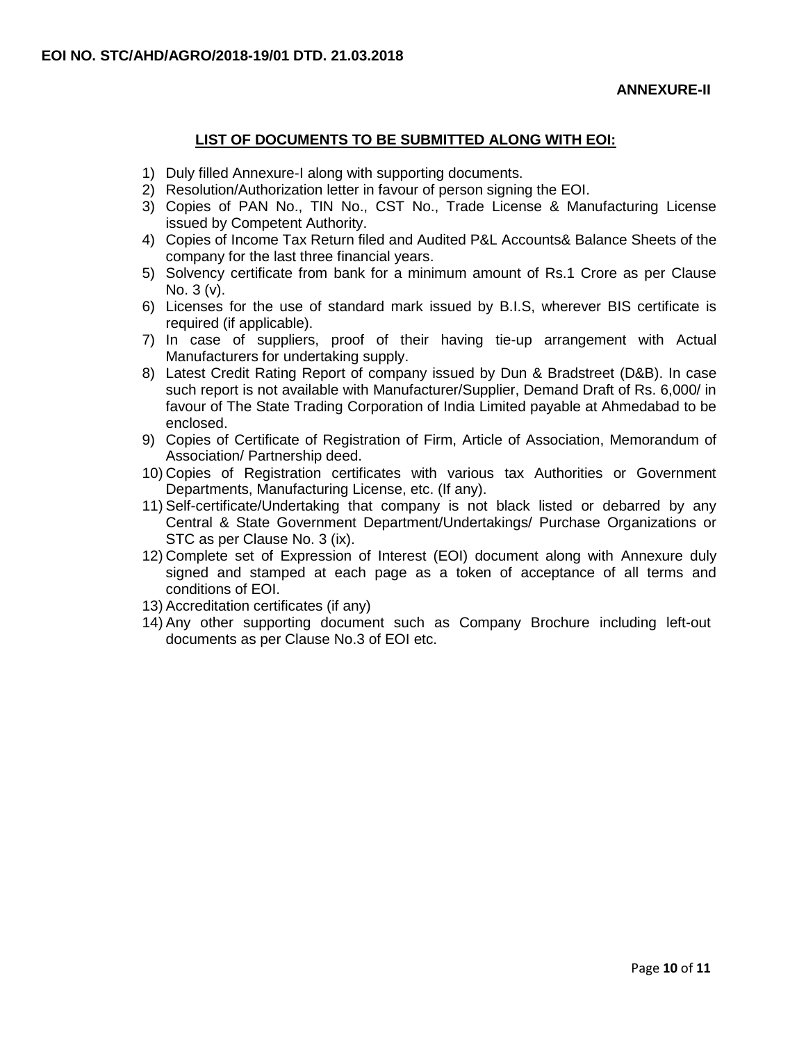**EOI NO. STC/AHD/AGRO/2018-19/01 DTD. 21.03.2018**

**ANNEXURE-II**

## LIST OF DOCUMENTS TO BE SUBMITTED ALONG WITH EOI:

1) Duly filled Annexure-I along with supporting documents.
2) Resolution/Authorization letter in favour of person signing the EOI.
3) Copies of PAN No., TIN No., CST No., Trade License & Manufacturing License issued by Competent Authority.
4) Copies of Income Tax Return filed and Audited P&L Accounts& Balance Sheets of the company for the last three financial years.
5) Solvency certificate from bank for a minimum amount of Rs.1 Crore as per Clause No. 3 (v).
6) Licenses for the use of standard mark issued by B.I.S, wherever BIS certificate is required (if applicable).
7) In case of suppliers, proof of their having tie-up arrangement with Actual Manufacturers for undertaking supply.
8) Latest Credit Rating Report of company issued by Dun & Bradstreet (D&B). In case such report is not available with Manufacturer/Supplier, Demand Draft of Rs. 6,000/ in favour of The State Trading Corporation of India Limited payable at Ahmedabad to be enclosed.
9) Copies of Certificate of Registration of Firm, Article of Association, Memorandum of Association/ Partnership deed.
10) Copies of Registration certificates with various tax Authorities or Government Departments, Manufacturing License, etc. (If any).
11) Self-certificate/Undertaking that company is not black listed or debarred by any Central & State Government Department/Undertakings/ Purchase Organizations or STC as per Clause No. 3 (ix).
12) Complete set of Expression of Interest (EOI) document along with Annexure duly signed and stamped at each page as a token of acceptance of all terms and conditions of EOI.
13) Accreditation certificates (if any)
14) Any other supporting document such as Company Brochure including left-out documents as per Clause No.3 of EOI etc.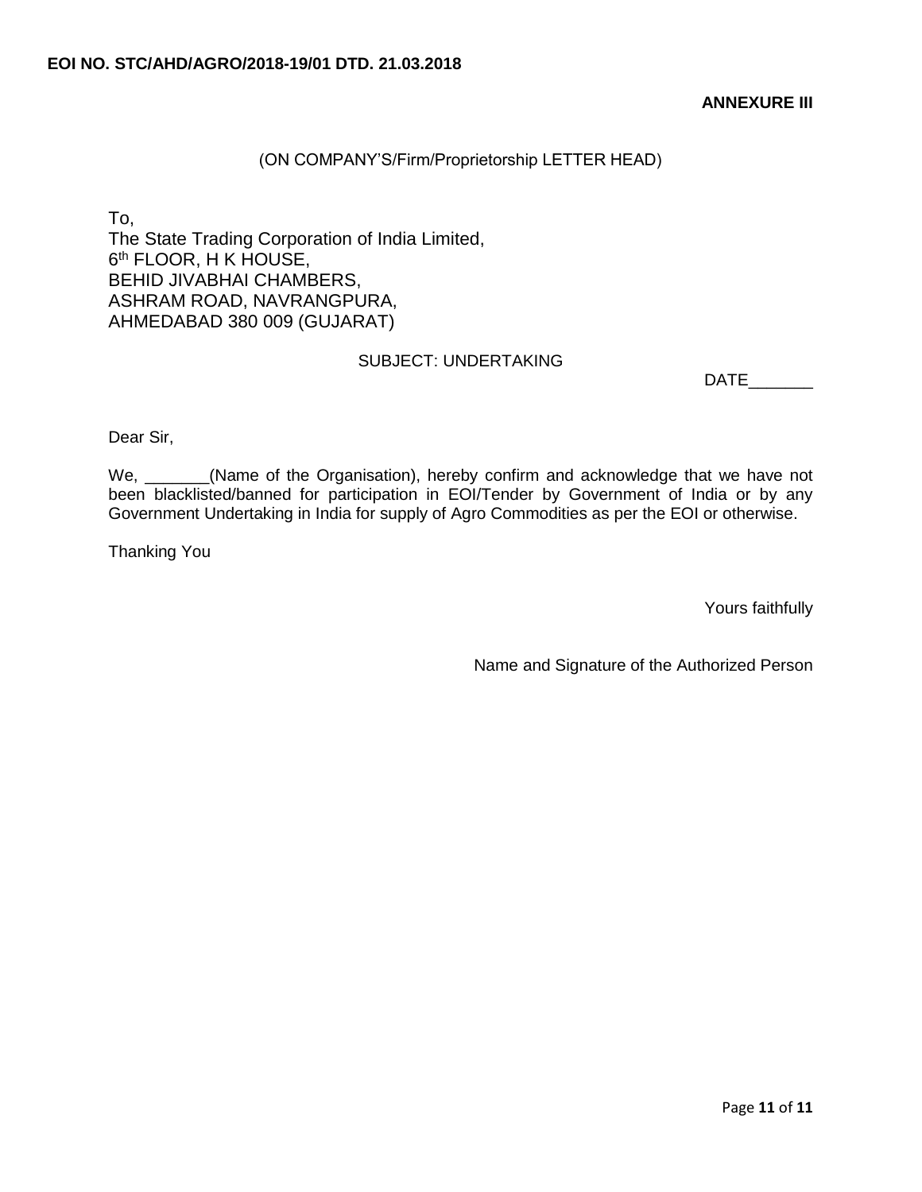**EOI NO. STC/AHD/AGRO/2018-19/01 DTD. 21.03.2018**

**ANNEXURE III**

(ON COMPANY'S/Firm/Proprietorship LETTER HEAD)

To,
The State Trading Corporation of India Limited,
6th FLOOR, H K HOUSE,
BEHID JIVABHAI CHAMBERS,
ASHRAM ROAD, NAVRANGPURA,
AHMEDABAD 380 009 (GUJARAT)

SUBJECT: UNDERTAKING

DATE_______

Dear Sir,

We, _______(Name of the Organisation), hereby confirm and acknowledge that we have not been blacklisted/banned for participation in EOI/Tender by Government of India or by any Government Undertaking in India for supply of Agro Commodities as per the EOI or otherwise.

Thanking You

Yours faithfully

Name and Signature of the Authorized Person